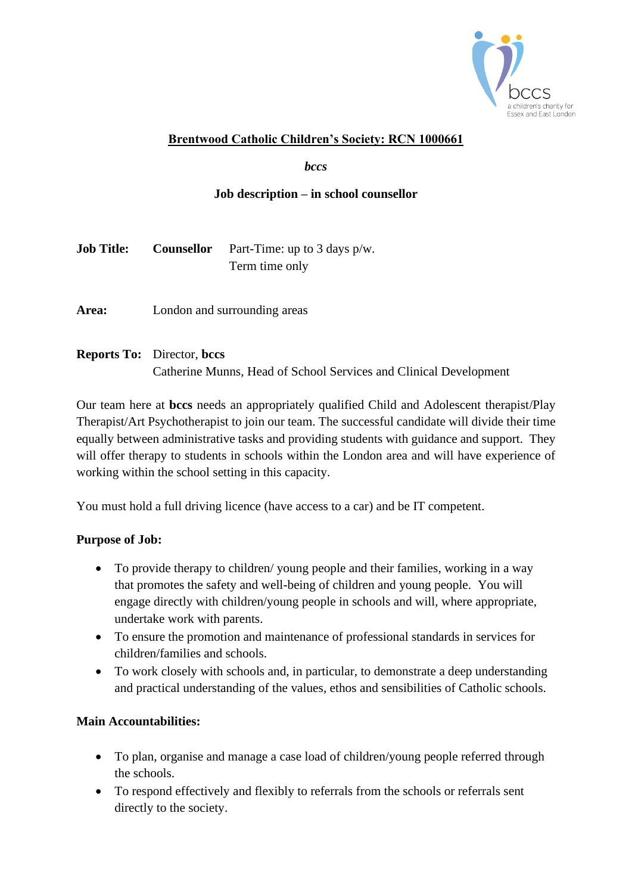bccs
a children's charity for Essex and East London

**Brentwood Catholic Children's Society: RCN 1000661**

***bccs***

**Job description – in school counsellor**

**Job Title:** **Counsellor** Part-Time: up to 3 days p/w.
Term time only

**Area:** London and surrounding areas

**Reports To:** Director, **bccs**
Catherine Munns, Head of School Services and Clinical Development

Our team here at **bccs** needs an appropriately qualified Child and Adolescent therapist/Play Therapist/Art Psychotherapist to join our team. The successful candidate will divide their time equally between administrative tasks and providing students with guidance and support. They will offer therapy to students in schools within the London area and will have experience of working within the school setting in this capacity.

You must hold a full driving licence (have access to a car) and be IT competent.

**Purpose of Job:**

- To provide therapy to children/ young people and their families, working in a way that promotes the safety and well-being of children and young people. You will engage directly with children/young people in schools and will, where appropriate, undertake work with parents.
- To ensure the promotion and maintenance of professional standards in services for children/families and schools.
- To work closely with schools and, in particular, to demonstrate a deep understanding and practical understanding of the values, ethos and sensibilities of Catholic schools.

**Main Accountabilities:**

- To plan, organise and manage a case load of children/young people referred through the schools.
- To respond effectively and flexibly to referrals from the schools or referrals sent directly to the society.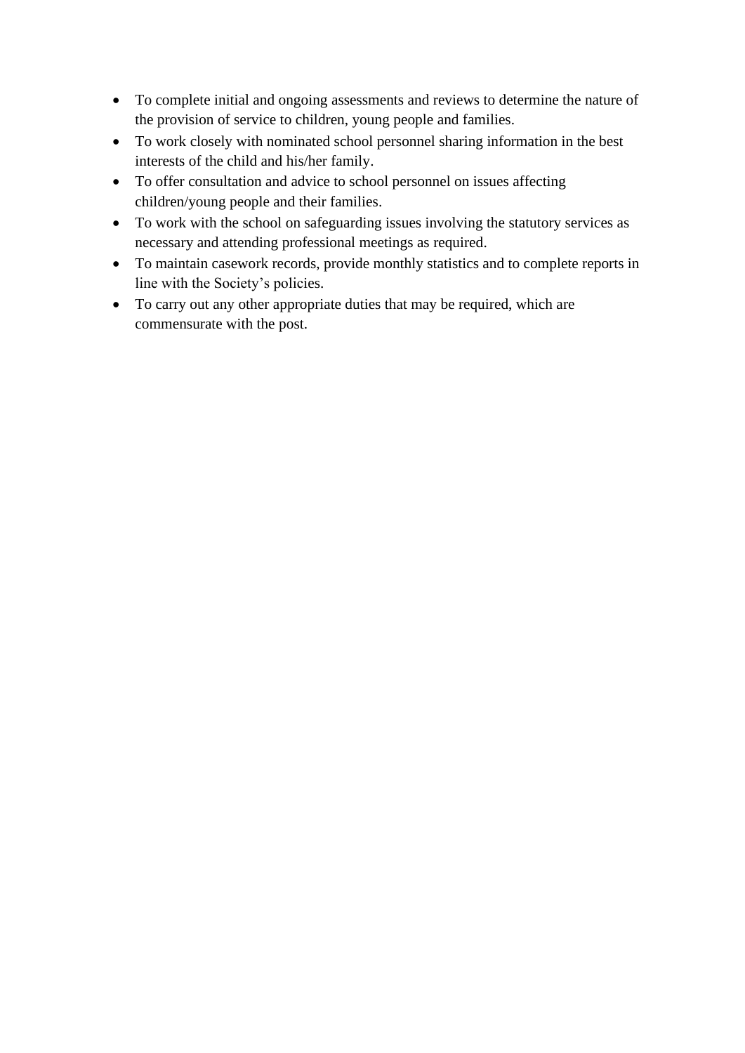- To complete initial and ongoing assessments and reviews to determine the nature of the provision of service to children, young people and families.
- To work closely with nominated school personnel sharing information in the best interests of the child and his/her family.
- To offer consultation and advice to school personnel on issues affecting children/young people and their families.
- To work with the school on safeguarding issues involving the statutory services as necessary and attending professional meetings as required.
- To maintain casework records, provide monthly statistics and to complete reports in line with the Society's policies.
- To carry out any other appropriate duties that may be required, which are commensurate with the post.